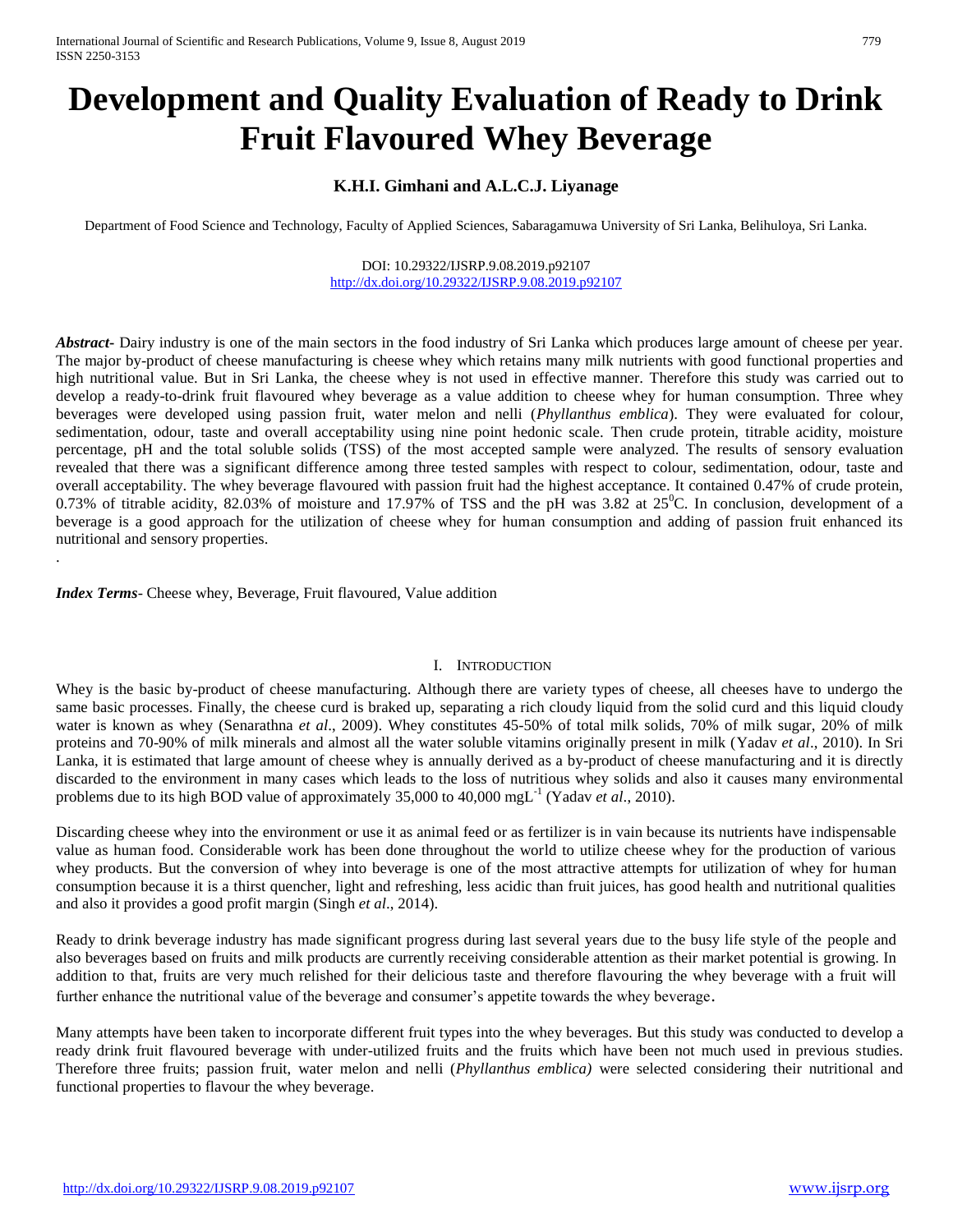# Development and Quality Evaluation of Ready to Drink Fruit Flavoured Whey Beverage

**K.H.I. Gimhani and A.L.C.J. Liyanage**

Department of Food Science and Technology, Faculty of Applied Sciences, Sabaragamuwa University of Sri Lanka, Belihuloya, Sri Lanka.

DOI: 10.29322/IJSRP.9.08.2019.p92107
http://dx.doi.org/10.29322/IJSRP.9.08.2019.p92107

***Abstract-*** Dairy industry is one of the main sectors in the food industry of Sri Lanka which produces large amount of cheese per year. The major by-product of cheese manufacturing is cheese whey which retains many milk nutrients with good functional properties and high nutritional value. But in Sri Lanka, the cheese whey is not used in effective manner. Therefore this study was carried out to develop a ready-to-drink fruit flavoured whey beverage as a value addition to cheese whey for human consumption. Three whey beverages were developed using passion fruit, water melon and nelli (*Phyllanthus emblica*). They were evaluated for colour, sedimentation, odour, taste and overall acceptability using nine point hedonic scale. Then crude protein, titrable acidity, moisture percentage, pH and the total soluble solids (TSS) of the most accepted sample were analyzed. The results of sensory evaluation revealed that there was a significant difference among three tested samples with respect to colour, sedimentation, odour, taste and overall acceptability. The whey beverage flavoured with passion fruit had the highest acceptance. It contained 0.47% of crude protein, 0.73% of titrable acidity, 82.03% of moisture and 17.97% of TSS and the pH was 3.82 at 25$^0$C. In conclusion, development of a beverage is a good approach for the utilization of cheese whey for human consumption and adding of passion fruit enhanced its nutritional and sensory properties.

.

***Index Terms*-** Cheese whey, Beverage, Fruit flavoured, Value addition

## I. Introduction

Whey is the basic by-product of cheese manufacturing. Although there are variety types of cheese, all cheeses have to undergo the same basic processes. Finally, the cheese curd is braked up, separating a rich cloudy liquid from the solid curd and this liquid cloudy water is known as whey (Senarathna *et al*., 2009). Whey constitutes 45-50% of total milk solids, 70% of milk sugar, 20% of milk proteins and 70-90% of milk minerals and almost all the water soluble vitamins originally present in milk (Yadav *et al*., 2010). In Sri Lanka, it is estimated that large amount of cheese whey is annually derived as a by-product of cheese manufacturing and it is directly discarded to the environment in many cases which leads to the loss of nutritious whey solids and also it causes many environmental problems due to its high BOD value of approximately 35,000 to 40,000 mgL$^{-1}$ (Yadav *et al*., 2010).

Discarding cheese whey into the environment or use it as animal feed or as fertilizer is in vain because its nutrients have indispensable value as human food. Considerable work has been done throughout the world to utilize cheese whey for the production of various whey products. But the conversion of whey into beverage is one of the most attractive attempts for utilization of whey for human consumption because it is a thirst quencher, light and refreshing, less acidic than fruit juices, has good health and nutritional qualities and also it provides a good profit margin (Singh *et al*., 2014).

Ready to drink beverage industry has made significant progress during last several years due to the busy life style of the people and also beverages based on fruits and milk products are currently receiving considerable attention as their market potential is growing. In addition to that, fruits are very much relished for their delicious taste and therefore flavouring the whey beverage with a fruit will further enhance the nutritional value of the beverage and consumer's appetite towards the whey beverage.

Many attempts have been taken to incorporate different fruit types into the whey beverages. But this study was conducted to develop a ready drink fruit flavoured beverage with under-utilized fruits and the fruits which have been not much used in previous studies. Therefore three fruits; passion fruit, water melon and nelli (*Phyllanthus emblica)* were selected considering their nutritional and functional properties to flavour the whey beverage.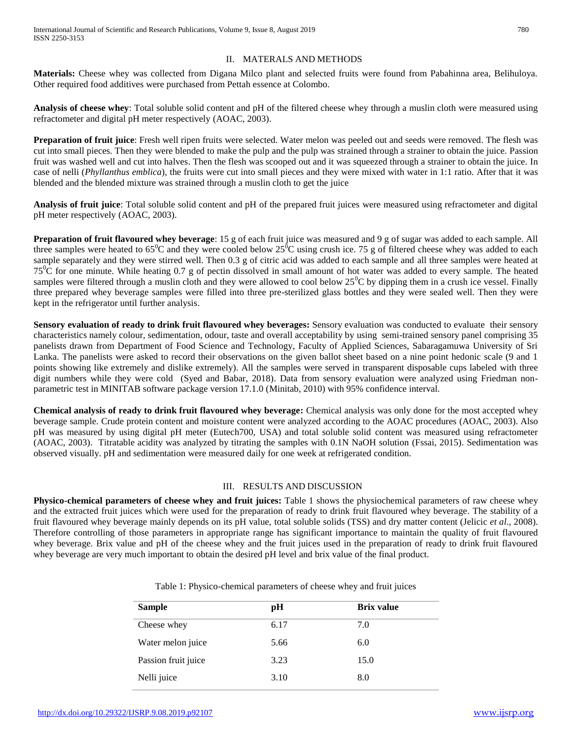## II. MATERALS AND METHODS

**Materials:** Cheese whey was collected from Digana Milco plant and selected fruits were found from Pabahinna area, Belihuloya. Other required food additives were purchased from Pettah essence at Colombo.

**Analysis of cheese whey**: Total soluble solid content and pH of the filtered cheese whey through a muslin cloth were measured using refractometer and digital pH meter respectively (AOAC, 2003).

**Preparation of fruit juice**: Fresh well ripen fruits were selected. Water melon was peeled out and seeds were removed. The flesh was cut into small pieces. Then they were blended to make the pulp and the pulp was strained through a strainer to obtain the juice. Passion fruit was washed well and cut into halves. Then the flesh was scooped out and it was squeezed through a strainer to obtain the juice. In case of nelli (*Phyllanthus emblica*), the fruits were cut into small pieces and they were mixed with water in 1:1 ratio. After that it was blended and the blended mixture was strained through a muslin cloth to get the juice

**Analysis of fruit juice**: Total soluble solid content and pH of the prepared fruit juices were measured using refractometer and digital pH meter respectively (AOAC, 2003).

**Preparation of fruit flavoured whey beverage**: 15 g of each fruit juice was measured and 9 g of sugar was added to each sample. All three samples were heated to $65^0$C and they were cooled below $25^0$C using crush ice. 75 g of filtered cheese whey was added to each sample separately and they were stirred well. Then 0.3 g of citric acid was added to each sample and all three samples were heated at $75^0$C for one minute. While heating 0.7 g of pectin dissolved in small amount of hot water was added to every sample. The heated samples were filtered through a muslin cloth and they were allowed to cool below $25^0$C by dipping them in a crush ice vessel. Finally three prepared whey beverage samples were filled into three pre-sterilized glass bottles and they were sealed well. Then they were kept in the refrigerator until further analysis.

**Sensory evaluation of ready to drink fruit flavoured whey beverages:** Sensory evaluation was conducted to evaluate their sensory characteristics namely colour, sedimentation, odour, taste and overall acceptability by using semi-trained sensory panel comprising 35 panelists drawn from Department of Food Science and Technology, Faculty of Applied Sciences, Sabaragamuwa University of Sri Lanka. The panelists were asked to record their observations on the given ballot sheet based on a nine point hedonic scale (9 and 1 points showing like extremely and dislike extremely). All the samples were served in transparent disposable cups labeled with three digit numbers while they were cold (Syed and Babar, 2018). Data from sensory evaluation were analyzed using Friedman non-parametric test in MINITAB software package version 17.1.0 (Minitab, 2010) with 95% confidence interval.

**Chemical analysis of ready to drink fruit flavoured whey beverage:** Chemical analysis was only done for the most accepted whey beverage sample. Crude protein content and moisture content were analyzed according to the AOAC procedures (AOAC, 2003). Also pH was measured by using digital pH meter (Eutech700, USA) and total soluble solid content was measured using refractometer (AOAC, 2003). Titratable acidity was analyzed by titrating the samples with 0.1N NaOH solution (Fssai, 2015). Sedimentation was observed visually. pH and sedimentation were measured daily for one week at refrigerated condition.

## III. RESULTS AND DISCUSSION

**Physico-chemical parameters of cheese whey and fruit juices:** Table 1 shows the physiochemical parameters of raw cheese whey and the extracted fruit juices which were used for the preparation of ready to drink fruit flavoured whey beverage. The stability of a fruit flavoured whey beverage mainly depends on its pH value, total soluble solids (TSS) and dry matter content (Jelicic *et al*., 2008). Therefore controlling of those parameters in appropriate range has significant importance to maintain the quality of fruit flavoured whey beverage. Brix value and pH of the cheese whey and the fruit juices used in the preparation of ready to drink fruit flavoured whey beverage are very much important to obtain the desired pH level and brix value of the final product.

Table 1: Physico-chemical parameters of cheese whey and fruit juices

| Sample | pH | Brix value |
|---|---|---|
| Cheese whey | 6.17 | 7.0 |
| Water melon juice | 5.66 | 6.0 |
| Passion fruit juice | 3.23 | 15.0 |
| Nelli juice | 3.10 | 8.0 |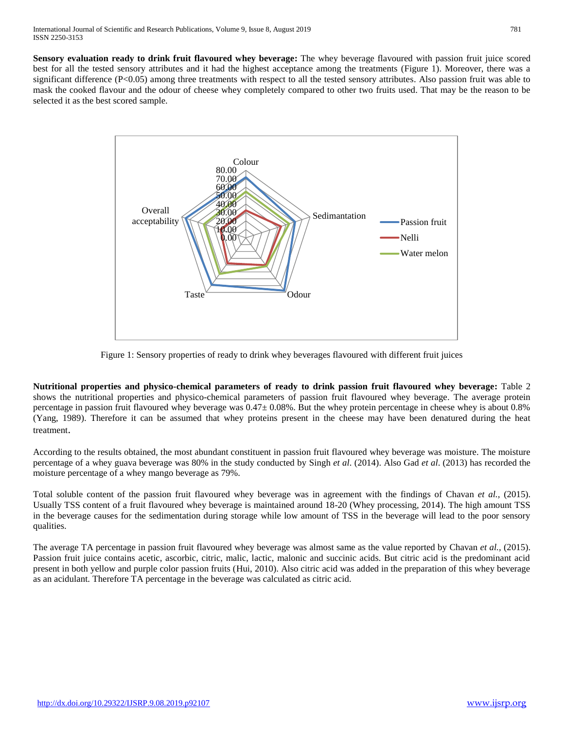**Sensory evaluation ready to drink fruit flavoured whey beverage:** The whey beverage flavoured with passion fruit juice scored best for all the tested sensory attributes and it had the highest acceptance among the treatments (Figure 1). Moreover, there was a significant difference ($P<0.05$) among three treatments with respect to all the tested sensory attributes. Also passion fruit was able to mask the cooked flavour and the odour of cheese whey completely compared to other two fruits used. That may be the reason to be selected it as the best scored sample.

Figure 1: Sensory properties of ready to drink whey beverages flavoured with different fruit juices

**Nutritional properties and physico-chemical parameters of ready to drink passion fruit flavoured whey beverage:** Table 2 shows the nutritional properties and physico-chemical parameters of passion fruit flavoured whey beverage. The average protein percentage in passion fruit flavoured whey beverage was 0.47± 0.08%. But the whey protein percentage in cheese whey is about 0.8% (Yang, 1989). Therefore it can be assumed that whey proteins present in the cheese may have been denatured during the heat treatment.

According to the results obtained, the most abundant constituent in passion fruit flavoured whey beverage was moisture. The moisture percentage of a whey guava beverage was 80% in the study conducted by Singh *et al*. (2014). Also Gad *et al*. (2013) has recorded the moisture percentage of a whey mango beverage as 79%.

Total soluble content of the passion fruit flavoured whey beverage was in agreement with the findings of Chavan *et al.,* (2015). Usually TSS content of a fruit flavoured whey beverage is maintained around 18-20 (Whey processing, 2014). The high amount TSS in the beverage causes for the sedimentation during storage while low amount of TSS in the beverage will lead to the poor sensory qualities.

The average TA percentage in passion fruit flavoured whey beverage was almost same as the value reported by Chavan *et al.,* (2015). Passion fruit juice contains acetic, ascorbic, citric, malic, lactic, malonic and succinic acids. But citric acid is the predominant acid present in both yellow and purple color passion fruits (Hui, 2010). Also citric acid was added in the preparation of this whey beverage as an acidulant. Therefore TA percentage in the beverage was calculated as citric acid.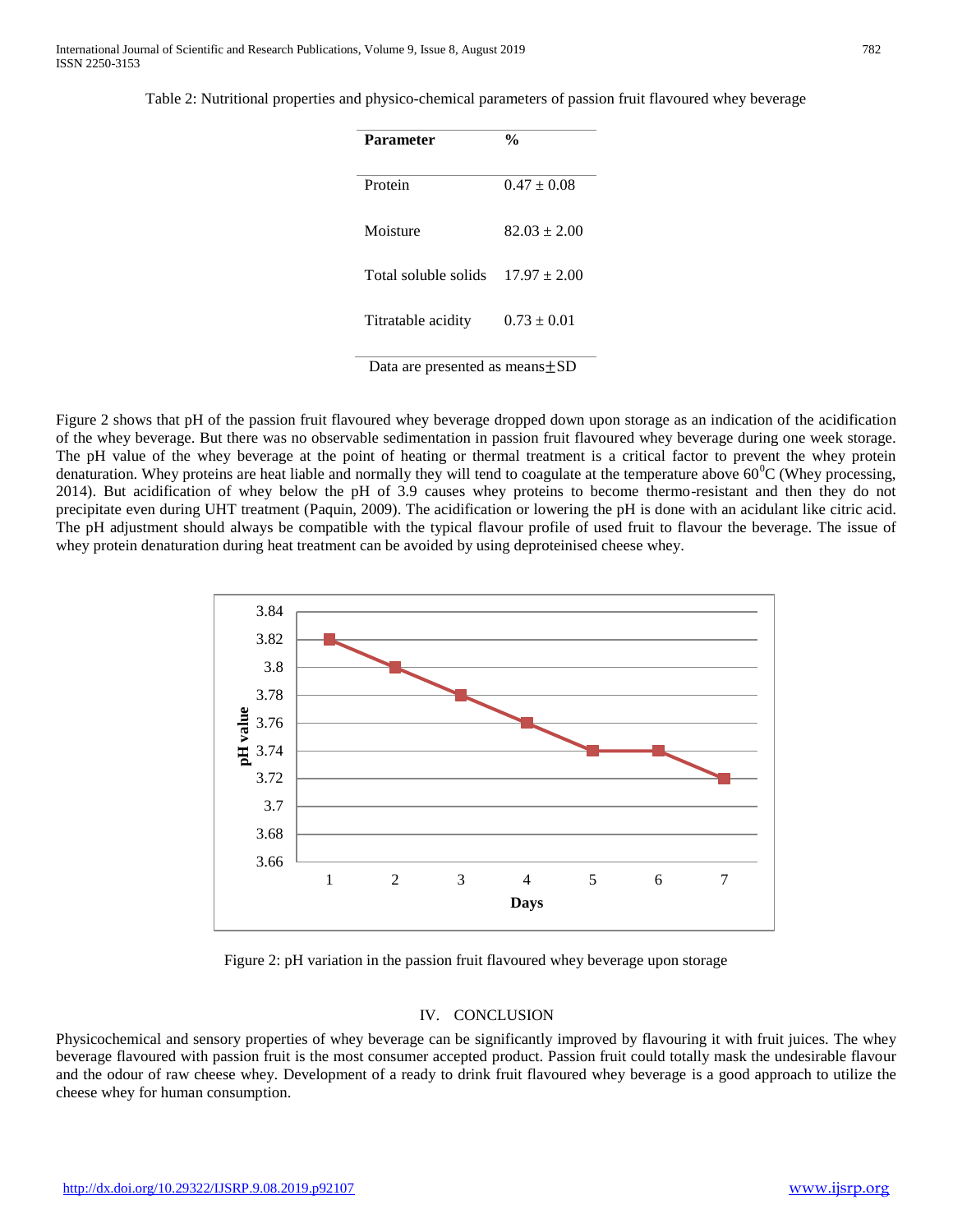Table 2: Nutritional properties and physico-chemical parameters of passion fruit flavoured whey beverage

| Parameter | % |
|---|---|
| Protein | 0.47 ± 0.08 |
| Moisture | 82.03 ± 2.00 |
| Total soluble solids | 17.97 ± 2.00 |
| Titratable acidity | 0.73 ± 0.01 |

Data are presented as means±SD

Figure 2 shows that pH of the passion fruit flavoured whey beverage dropped down upon storage as an indication of the acidification of the whey beverage. But there was no observable sedimentation in passion fruit flavoured whey beverage during one week storage. The pH value of the whey beverage at the point of heating or thermal treatment is a critical factor to prevent the whey protein denaturation. Whey proteins are heat liable and normally they will tend to coagulate at the temperature above $60^0$C (Whey processing, 2014). But acidification of whey below the pH of 3.9 causes whey proteins to become thermo-resistant and then they do not precipitate even during UHT treatment (Paquin, 2009). The acidification or lowering the pH is done with an acidulant like citric acid. The pH adjustment should always be compatible with the typical flavour profile of used fruit to flavour the beverage. The issue of whey protein denaturation during heat treatment can be avoided by using deproteinised cheese whey.

Figure 2: pH variation in the passion fruit flavoured whey beverage upon storage

## IV. CONCLUSION

Physicochemical and sensory properties of whey beverage can be significantly improved by flavouring it with fruit juices. The whey beverage flavoured with passion fruit is the most consumer accepted product. Passion fruit could totally mask the undesirable flavour and the odour of raw cheese whey. Development of a ready to drink fruit flavoured whey beverage is a good approach to utilize the cheese whey for human consumption.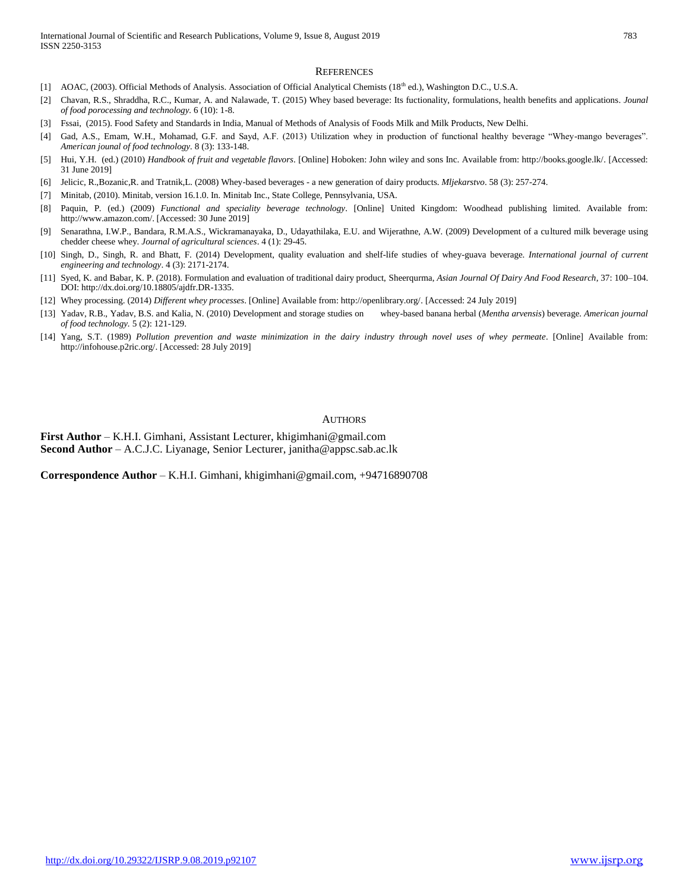## References

[1] AOAC, (2003). Official Methods of Analysis. Association of Official Analytical Chemists (18th ed.), Washington D.C., U.S.A.

[2] Chavan, R.S., Shraddha, R.C., Kumar, A. and Nalawade, T. (2015) Whey based beverage: Its fuctionality, formulations, health benefits and applications. *Jounal of food porocessing and technology*. 6 (10): 1-8.

[3] Fssai, (2015). Food Safety and Standards in India, Manual of Methods of Analysis of Foods Milk and Milk Products, New Delhi.

[4] Gad, A.S., Emam, W.H., Mohamad, G.F. and Sayd, A.F. (2013) Utilization whey in production of functional healthy beverage "Whey-mango beverages". *American jounal of food technology*. 8 (3): 133-148.

[5] Hui, Y.H. (ed.) (2010) *Handbook of fruit and vegetable flavors*. [Online] Hoboken: John wiley and sons Inc. Available from: http://books.google.lk/. [Accessed: 31 June 2019]

[6] Jelicic, R.,Bozanic,R. and Tratnik,L. (2008) Whey-based beverages - a new generation of dairy products. *Mljekarstvo*. 58 (3): 257-274.

[7] Minitab, (2010). Minitab, version 16.1.0. In. Minitab Inc., State College, Pennsylvania, USA.

[8] Paquin, P. (ed.) (2009) *Functional and speciality beverage technology*. [Online] United Kingdom: Woodhead publishing limited. Available from: http://www.amazon.com/. [Accessed: 30 June 2019]

[9] Senarathna, I.W.P., Bandara, R.M.A.S., Wickramanayaka, D., Udayathilaka, E.U. and Wijerathne, A.W. (2009) Development of a cultured milk beverage using chedder cheese whey. *Journal of agricultural sciences*. 4 (1): 29-45.

[10] Singh, D., Singh, R. and Bhatt, F. (2014) Development, quality evaluation and shelf-life studies of whey-guava beverage. *International journal of current engineering and technology*. 4 (3): 2171-2174.

[11] Syed, K. and Babar, K. P. (2018). Formulation and evaluation of traditional dairy product, Sheerqurma, *Asian Journal Of Dairy And Food Research*, 37: 100–104. DOI: http://dx.doi.org/10.18805/ajdfr.DR-1335.

[12] Whey processing. (2014) *Different whey processes*. [Online] Available from: http://openlibrary.org/. [Accessed: 24 July 2019]

[13] Yadav, R.B., Yadav, B.S. and Kalia, N. (2010) Development and storage studies on whey-based banana herbal (*Mentha arvensis*) beverage. *American journal of food technology.* 5 (2): 121-129.

[14] Yang, S.T. (1989) *Pollution prevention and waste minimization in the dairy industry through novel uses of whey permeate*. [Online] Available from: http://infohouse.p2ric.org/. [Accessed: 28 July 2019]

## Authors

**First Author** – K.H.I. Gimhani, Assistant Lecturer, khigimhani@gmail.com
**Second Author** – A.C.J.C. Liyanage, Senior Lecturer, janitha@appsc.sab.ac.lk

**Correspondence Author** – K.H.I. Gimhani, khigimhani@gmail.com, +94716890708